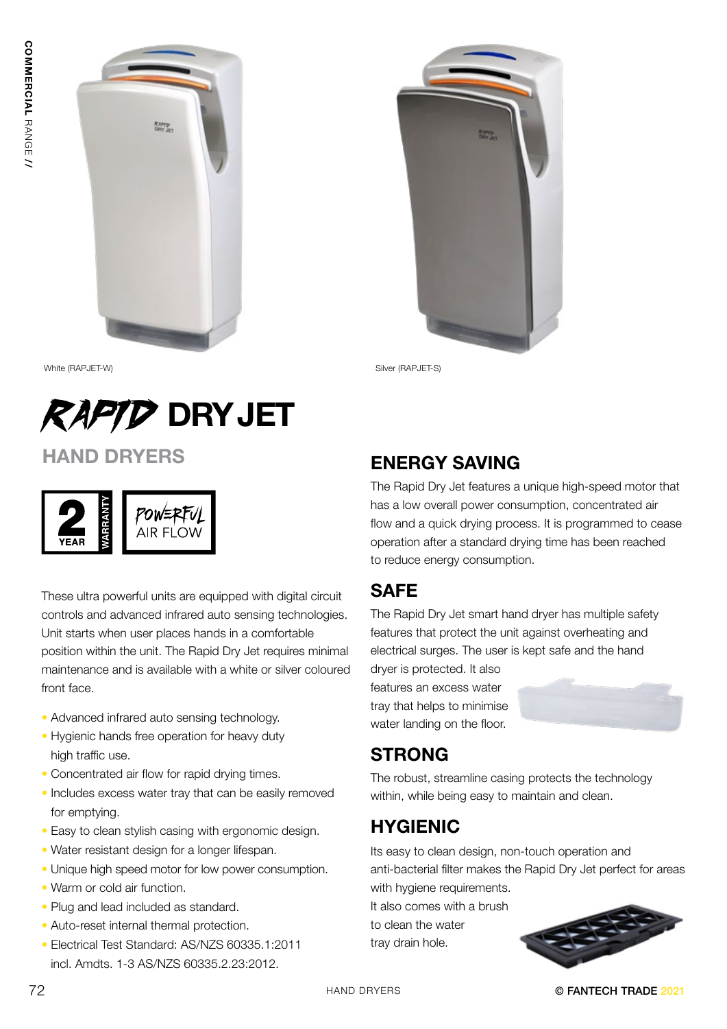White (RAPJET-W)

Silver (RAPJET-S)

# RAPID DRY JET

## HAND DRYERS

2 YEAR WARRANTY

POWERFUL AIR FLOW

These ultra powerful units are equipped with digital circuit controls and advanced infrared auto sensing technologies. Unit starts when user places hands in a comfortable position within the unit. The Rapid Dry Jet requires minimal maintenance and is available with a white or silver coloured front face.

- Advanced infrared auto sensing technology.
- Hygienic hands free operation for heavy duty high traffic use.
- Concentrated air flow for rapid drying times.
- Includes excess water tray that can be easily removed for emptying.
- Easy to clean stylish casing with ergonomic design.
- Water resistant design for a longer lifespan.
- Unique high speed motor for low power consumption.
- Warm or cold air function.
- Plug and lead included as standard.
- Auto-reset internal thermal protection.
- Electrical Test Standard: AS/NZS 60335.1:2011 incl. Amdts. 1-3 AS/NZS 60335.2.23:2012.

## ENERGY SAVING

The Rapid Dry Jet features a unique high-speed motor that has a low overall power consumption, concentrated air flow and a quick drying process. It is programmed to cease operation after a standard drying time has been reached to reduce energy consumption.

## SAFE

The Rapid Dry Jet smart hand dryer has multiple safety features that protect the unit against overheating and electrical surges. The user is kept safe and the hand dryer is protected. It also features an excess water tray that helps to minimise water landing on the floor.

## STRONG

The robust, streamline casing protects the technology within, while being easy to maintain and clean.

## HYGIENIC

Its easy to clean design, non-touch operation and anti-bacterial filter makes the Rapid Dry Jet perfect for areas with hygiene requirements. It also comes with a brush to clean the water tray drain hole.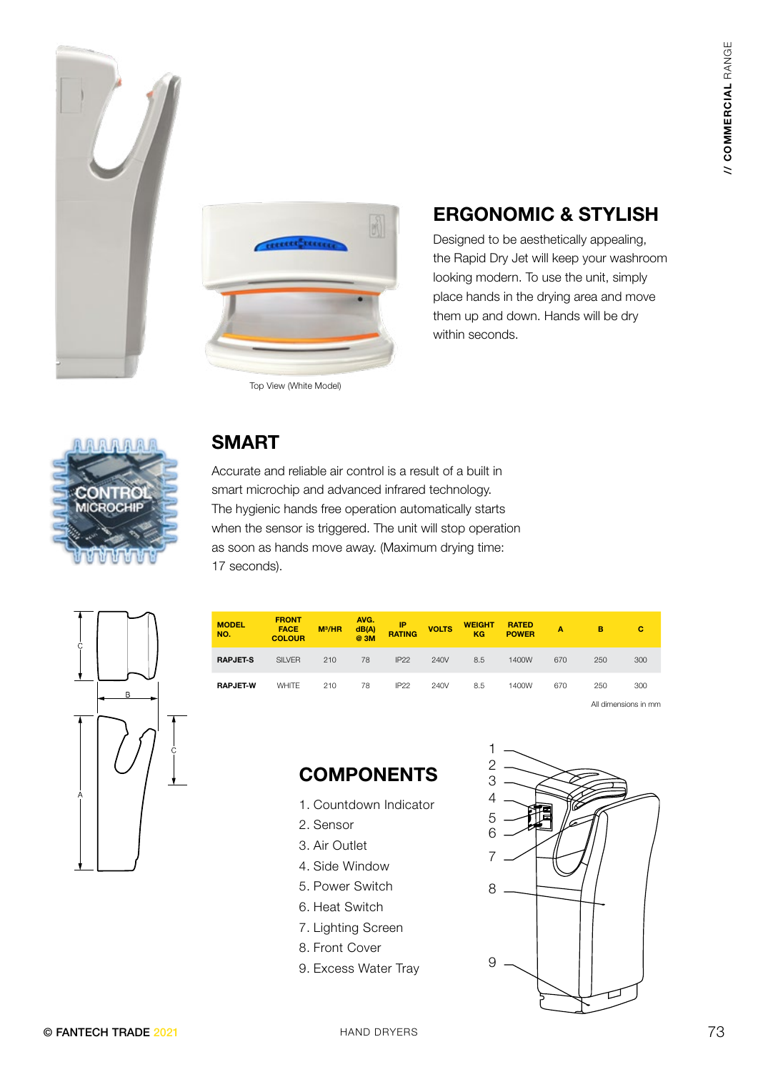Top View (White Model)

## ERGONOMIC & STYLISH

Designed to be aesthetically appealing, the Rapid Dry Jet will keep your washroom looking modern. To use the unit, simply place hands in the drying area and move them up and down. Hands will be dry within seconds.

## SMART

Accurate and reliable air control is a result of a built in smart microchip and advanced infrared technology. The hygienic hands free operation automatically starts when the sensor is triggered. The unit will stop operation as soon as hands move away. (Maximum drying time: 17 seconds).

| MODEL NO. | FRONT FACE COLOUR | M³/HR | AVG. dB(A) @ 3M | IP RATING | VOLTS | WEIGHT KG | RATED POWER | A | B | C |
|---|---|---|---|---|---|---|---|---|---|---|
| RAPJET-S | SILVER | 210 | 78 | IP22 | 240V | 8.5 | 1400W | 670 | 250 | 300 |
| RAPJET-W | WHITE | 210 | 78 | IP22 | 240V | 8.5 | 1400W | 670 | 250 | 300 |

All dimensions in mm

## COMPONENTS

1. Countdown Indicator
2. Sensor
3. Air Outlet
4. Side Window
5. Power Switch
6. Heat Switch
7. Lighting Screen
8. Front Cover
9. Excess Water Tray